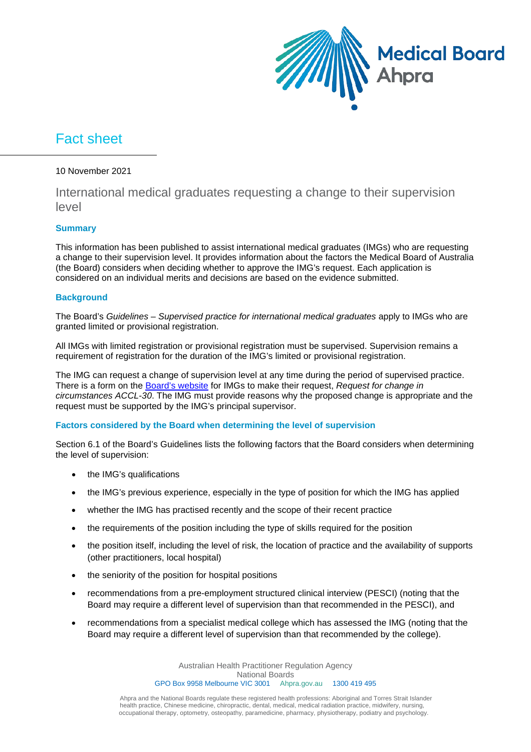# Fact sheet

10 November 2021

## International medical graduates requesting a change to their supervision level

### Summary

This information has been published to assist international medical graduates (IMGs) who are requesting a change to their supervision level. It provides information about the factors the Medical Board of Australia (the Board) considers when deciding whether to approve the IMG's request. Each application is considered on an individual merits and decisions are based on the evidence submitted.

### Background

The Board's *Guidelines – Supervised practice for international medical graduates* apply to IMGs who are granted limited or provisional registration.

All IMGs with limited registration or provisional registration must be supervised. Supervision remains a requirement of registration for the duration of the IMG's limited or provisional registration.

The IMG can request a change of supervision level at any time during the period of supervised practice. There is a form on the [Board's website](#) for IMGs to make their request, *Request for change in circumstances ACCL-30*. The IMG must provide reasons why the proposed change is appropriate and the request must be supported by the IMG's principal supervisor.

### Factors considered by the Board when determining the level of supervision

Section 6.1 of the Board's Guidelines lists the following factors that the Board considers when determining the level of supervision:

- the IMG's qualifications
- the IMG's previous experience, especially in the type of position for which the IMG has applied
- whether the IMG has practised recently and the scope of their recent practice
- the requirements of the position including the type of skills required for the position
- the position itself, including the level of risk, the location of practice and the availability of supports (other practitioners, local hospital)
- the seniority of the position for hospital positions
- recommendations from a pre-employment structured clinical interview (PESCI) (noting that the Board may require a different level of supervision than that recommended in the PESCI), and
- recommendations from a specialist medical college which has assessed the IMG (noting that the Board may require a different level of supervision than that recommended by the college).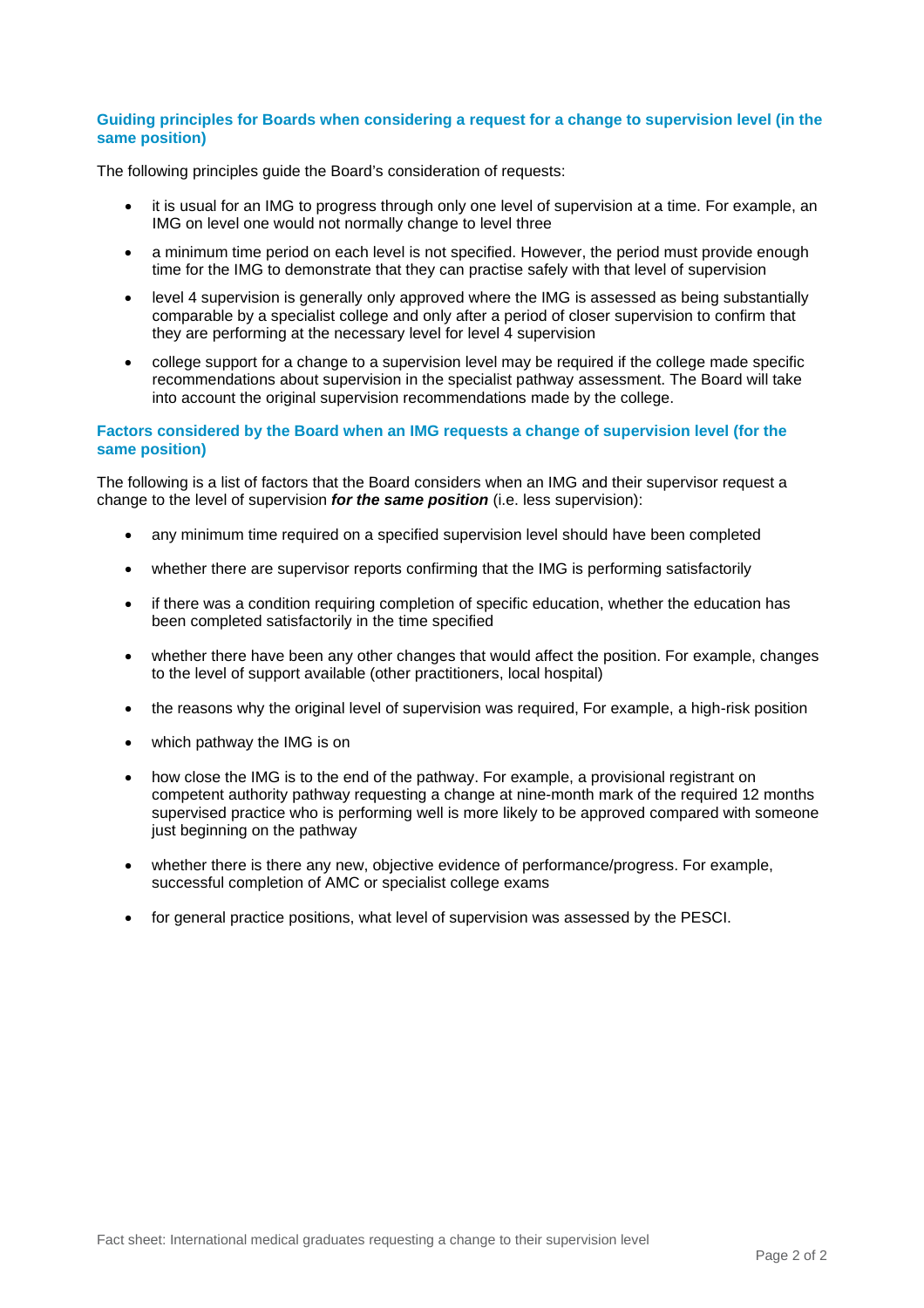### Guiding principles for Boards when considering a request for a change to supervision level (in the same position)

The following principles guide the Board's consideration of requests:

- it is usual for an IMG to progress through only one level of supervision at a time. For example, an IMG on level one would not normally change to level three
- a minimum time period on each level is not specified. However, the period must provide enough time for the IMG to demonstrate that they can practise safely with that level of supervision
- level 4 supervision is generally only approved where the IMG is assessed as being substantially comparable by a specialist college and only after a period of closer supervision to confirm that they are performing at the necessary level for level 4 supervision
- college support for a change to a supervision level may be required if the college made specific recommendations about supervision in the specialist pathway assessment. The Board will take into account the original supervision recommendations made by the college.

### Factors considered by the Board when an IMG requests a change of supervision level (for the same position)

The following is a list of factors that the Board considers when an IMG and their supervisor request a change to the level of supervision ***for the same position*** (i.e. less supervision):

- any minimum time required on a specified supervision level should have been completed
- whether there are supervisor reports confirming that the IMG is performing satisfactorily
- if there was a condition requiring completion of specific education, whether the education has been completed satisfactorily in the time specified
- whether there have been any other changes that would affect the position. For example, changes to the level of support available (other practitioners, local hospital)
- the reasons why the original level of supervision was required, For example, a high-risk position
- which pathway the IMG is on
- how close the IMG is to the end of the pathway. For example, a provisional registrant on competent authority pathway requesting a change at nine-month mark of the required 12 months supervised practice who is performing well is more likely to be approved compared with someone just beginning on the pathway
- whether there is there any new, objective evidence of performance/progress. For example, successful completion of AMC or specialist college exams
- for general practice positions, what level of supervision was assessed by the PESCI.